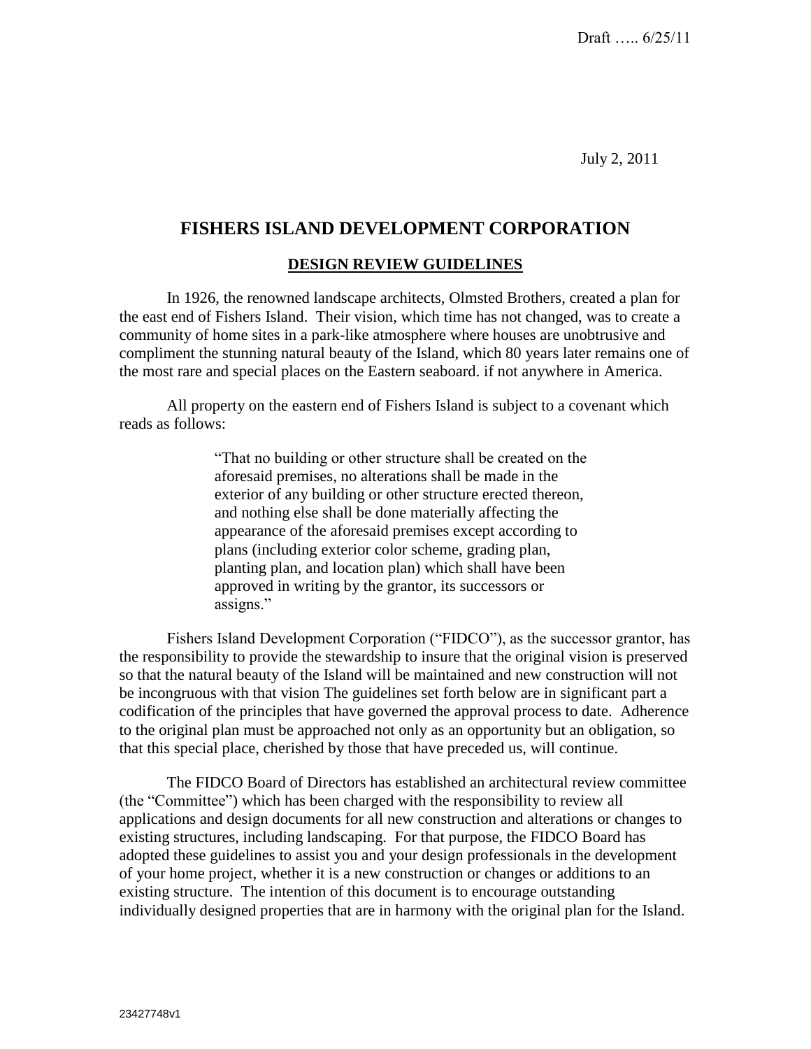Draft ….. 6/25/11

July 2, 2011

# FISHERS ISLAND DEVELOPMENT CORPORATION

## DESIGN REVIEW GUIDELINES

In 1926, the renowned landscape architects, Olmsted Brothers, created a plan for the east end of Fishers Island. Their vision, which time has not changed, was to create a community of home sites in a park-like atmosphere where houses are unobtrusive and compliment the stunning natural beauty of the Island, which 80 years later remains one of the most rare and special places on the Eastern seaboard. if not anywhere in America.

All property on the eastern end of Fishers Island is subject to a covenant which reads as follows:

> "That no building or other structure shall be created on the aforesaid premises, no alterations shall be made in the exterior of any building or other structure erected thereon, and nothing else shall be done materially affecting the appearance of the aforesaid premises except according to plans (including exterior color scheme, grading plan, planting plan, and location plan) which shall have been approved in writing by the grantor, its successors or assigns."

Fishers Island Development Corporation ("FIDCO"), as the successor grantor, has the responsibility to provide the stewardship to insure that the original vision is preserved so that the natural beauty of the Island will be maintained and new construction will not be incongruous with that vision The guidelines set forth below are in significant part a codification of the principles that have governed the approval process to date. Adherence to the original plan must be approached not only as an opportunity but an obligation, so that this special place, cherished by those that have preceded us, will continue.

The FIDCO Board of Directors has established an architectural review committee (the "Committee") which has been charged with the responsibility to review all applications and design documents for all new construction and alterations or changes to existing structures, including landscaping. For that purpose, the FIDCO Board has adopted these guidelines to assist you and your design professionals in the development of your home project, whether it is a new construction or changes or additions to an existing structure. The intention of this document is to encourage outstanding individually designed properties that are in harmony with the original plan for the Island.

23427748v1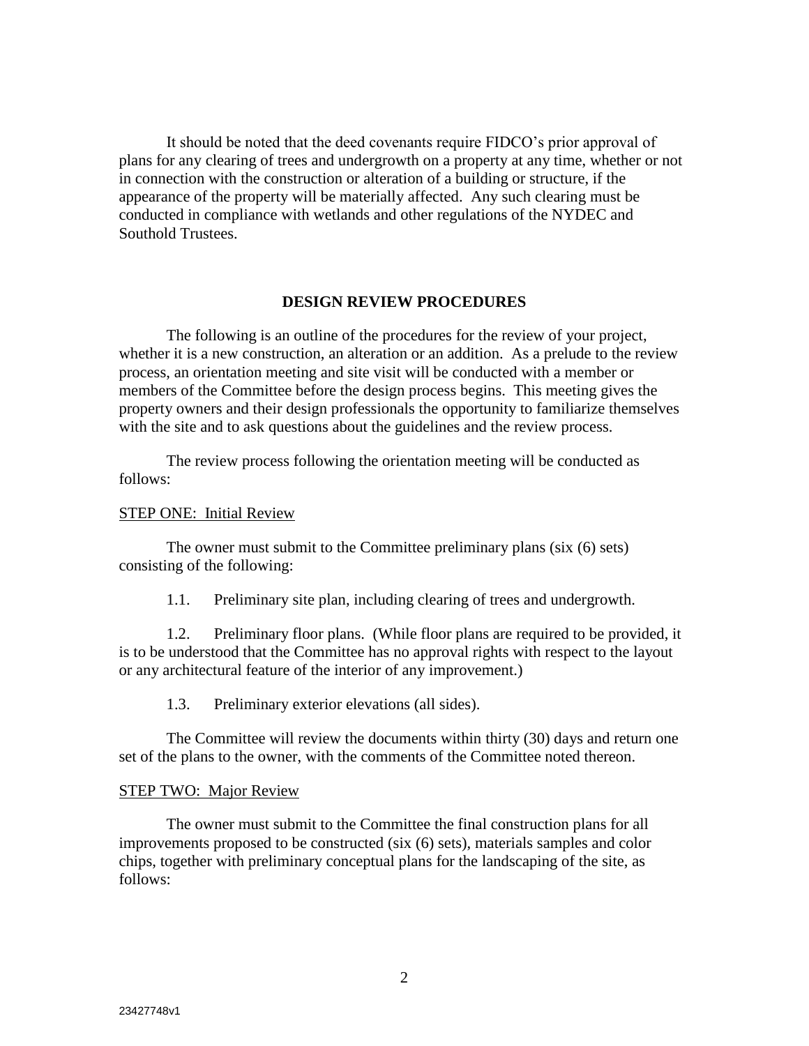It should be noted that the deed covenants require FIDCO's prior approval of plans for any clearing of trees and undergrowth on a property at any time, whether or not in connection with the construction or alteration of a building or structure, if the appearance of the property will be materially affected. Any such clearing must be conducted in compliance with wetlands and other regulations of the NYDEC and Southold Trustees.

## DESIGN REVIEW PROCEDURES

The following is an outline of the procedures for the review of your project, whether it is a new construction, an alteration or an addition. As a prelude to the review process, an orientation meeting and site visit will be conducted with a member or members of the Committee before the design process begins. This meeting gives the property owners and their design professionals the opportunity to familiarize themselves with the site and to ask questions about the guidelines and the review process.

The review process following the orientation meeting will be conducted as follows:

### STEP ONE: Initial Review

The owner must submit to the Committee preliminary plans (six (6) sets) consisting of the following:

1.1. Preliminary site plan, including clearing of trees and undergrowth.

1.2. Preliminary floor plans. (While floor plans are required to be provided, it is to be understood that the Committee has no approval rights with respect to the layout or any architectural feature of the interior of any improvement.)

1.3. Preliminary exterior elevations (all sides).

The Committee will review the documents within thirty (30) days and return one set of the plans to the owner, with the comments of the Committee noted thereon.

### STEP TWO: Major Review

The owner must submit to the Committee the final construction plans for all improvements proposed to be constructed (six (6) sets), materials samples and color chips, together with preliminary conceptual plans for the landscaping of the site, as follows: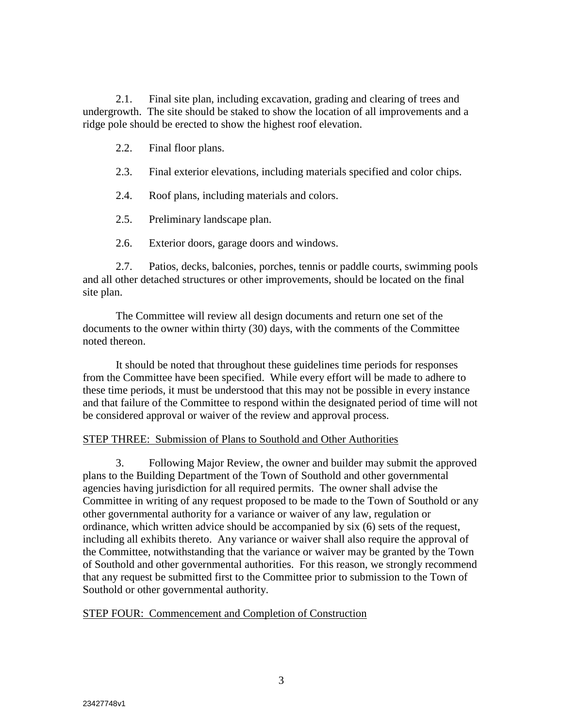2.1. Final site plan, including excavation, grading and clearing of trees and undergrowth. The site should be staked to show the location of all improvements and a ridge pole should be erected to show the highest roof elevation.

2.2. Final floor plans.

2.3. Final exterior elevations, including materials specified and color chips.

2.4. Roof plans, including materials and colors.

2.5. Preliminary landscape plan.

2.6. Exterior doors, garage doors and windows.

2.7. Patios, decks, balconies, porches, tennis or paddle courts, swimming pools and all other detached structures or other improvements, should be located on the final site plan.

The Committee will review all design documents and return one set of the documents to the owner within thirty (30) days, with the comments of the Committee noted thereon.

It should be noted that throughout these guidelines time periods for responses from the Committee have been specified. While every effort will be made to adhere to these time periods, it must be understood that this may not be possible in every instance and that failure of the Committee to respond within the designated period of time will not be considered approval or waiver of the review and approval process.

<u>STEP THREE: Submission of Plans to Southold and Other Authorities</u>

3. Following Major Review, the owner and builder may submit the approved plans to the Building Department of the Town of Southold and other governmental agencies having jurisdiction for all required permits. The owner shall advise the Committee in writing of any request proposed to be made to the Town of Southold or any other governmental authority for a variance or waiver of any law, regulation or ordinance, which written advice should be accompanied by six (6) sets of the request, including all exhibits thereto. Any variance or waiver shall also require the approval of the Committee, notwithstanding that the variance or waiver may be granted by the Town of Southold and other governmental authorities. For this reason, we strongly recommend that any request be submitted first to the Committee prior to submission to the Town of Southold or other governmental authority.

<u>STEP FOUR: Commencement and Completion of Construction</u>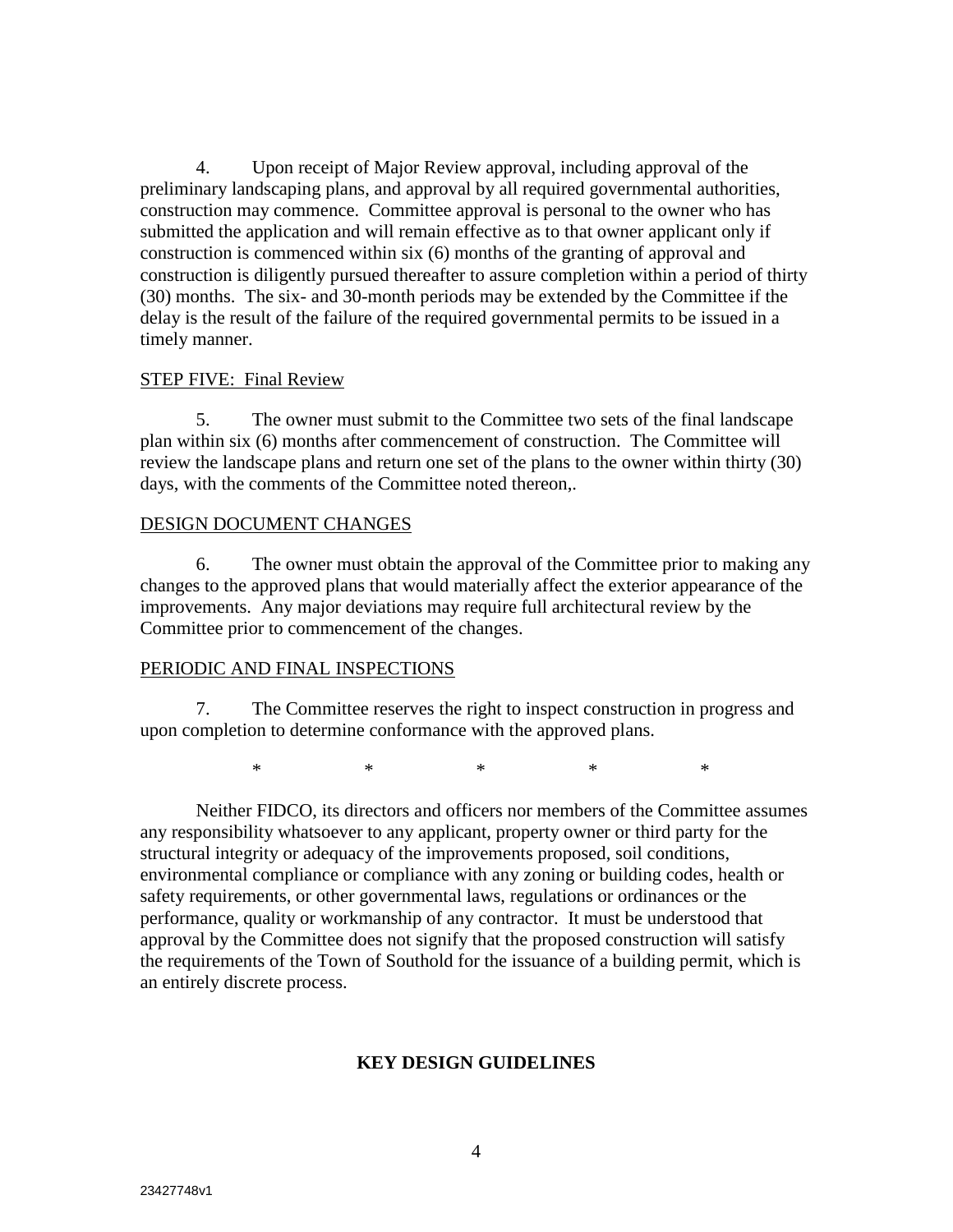4. Upon receipt of Major Review approval, including approval of the preliminary landscaping plans, and approval by all required governmental authorities, construction may commence. Committee approval is personal to the owner who has submitted the application and will remain effective as to that owner applicant only if construction is commenced within six (6) months of the granting of approval and construction is diligently pursued thereafter to assure completion within a period of thirty (30) months. The six- and 30-month periods may be extended by the Committee if the delay is the result of the failure of the required governmental permits to be issued in a timely manner.

<u>STEP FIVE: Final Review</u>

5. The owner must submit to the Committee two sets of the final landscape plan within six (6) months after commencement of construction. The Committee will review the landscape plans and return one set of the plans to the owner within thirty (30) days, with the comments of the Committee noted thereon,.

<u>DESIGN DOCUMENT CHANGES</u>

6. The owner must obtain the approval of the Committee prior to making any changes to the approved plans that would materially affect the exterior appearance of the improvements. Any major deviations may require full architectural review by the Committee prior to commencement of the changes.

<u>PERIODIC AND FINAL INSPECTIONS</u>

7. The Committee reserves the right to inspect construction in progress and upon completion to determine conformance with the approved plans.

\* \* \* \* \*

Neither FIDCO, its directors and officers nor members of the Committee assumes any responsibility whatsoever to any applicant, property owner or third party for the structural integrity or adequacy of the improvements proposed, soil conditions, environmental compliance or compliance with any zoning or building codes, health or safety requirements, or other governmental laws, regulations or ordinances or the performance, quality or workmanship of any contractor. It must be understood that approval by the Committee does not signify that the proposed construction will satisfy the requirements of the Town of Southold for the issuance of a building permit, which is an entirely discrete process.

## KEY DESIGN GUIDELINES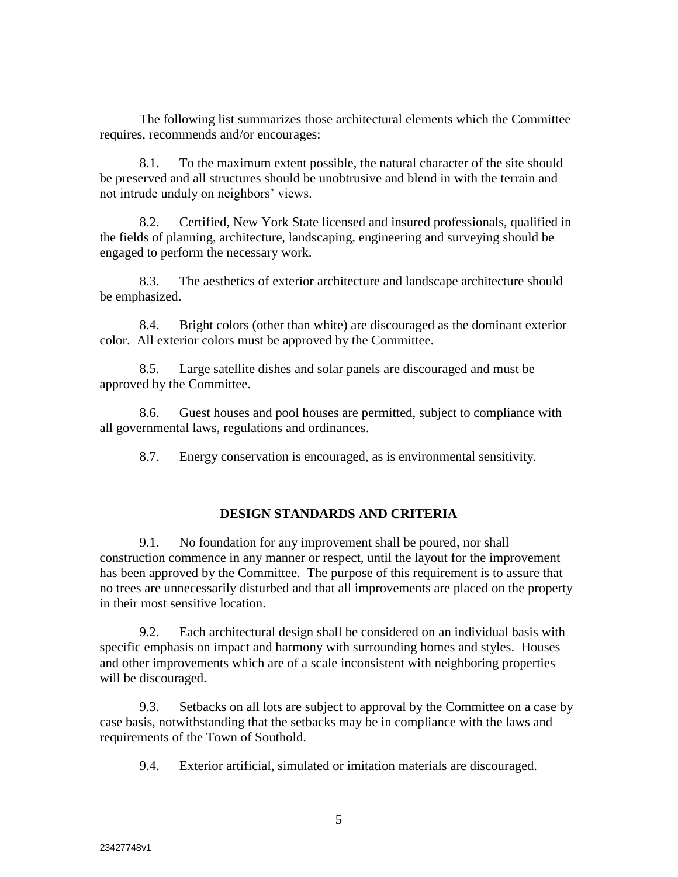The following list summarizes those architectural elements which the Committee requires, recommends and/or encourages:

8.1. To the maximum extent possible, the natural character of the site should be preserved and all structures should be unobtrusive and blend in with the terrain and not intrude unduly on neighbors' views.

8.2. Certified, New York State licensed and insured professionals, qualified in the fields of planning, architecture, landscaping, engineering and surveying should be engaged to perform the necessary work.

8.3. The aesthetics of exterior architecture and landscape architecture should be emphasized.

8.4. Bright colors (other than white) are discouraged as the dominant exterior color. All exterior colors must be approved by the Committee.

8.5. Large satellite dishes and solar panels are discouraged and must be approved by the Committee.

8.6. Guest houses and pool houses are permitted, subject to compliance with all governmental laws, regulations and ordinances.

8.7. Energy conservation is encouraged, as is environmental sensitivity.

## DESIGN STANDARDS AND CRITERIA

9.1. No foundation for any improvement shall be poured, nor shall construction commence in any manner or respect, until the layout for the improvement has been approved by the Committee. The purpose of this requirement is to assure that no trees are unnecessarily disturbed and that all improvements are placed on the property in their most sensitive location.

9.2. Each architectural design shall be considered on an individual basis with specific emphasis on impact and harmony with surrounding homes and styles. Houses and other improvements which are of a scale inconsistent with neighboring properties will be discouraged.

9.3. Setbacks on all lots are subject to approval by the Committee on a case by case basis, notwithstanding that the setbacks may be in compliance with the laws and requirements of the Town of Southold.

9.4. Exterior artificial, simulated or imitation materials are discouraged.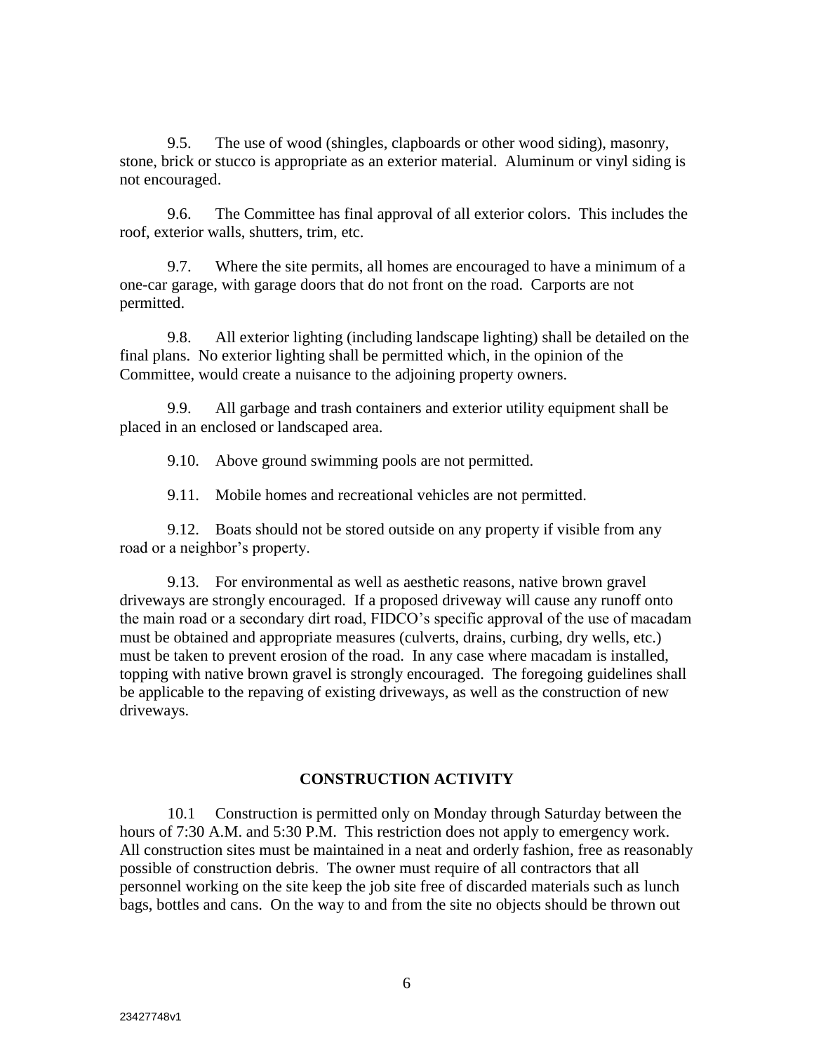9.5. The use of wood (shingles, clapboards or other wood siding), masonry, stone, brick or stucco is appropriate as an exterior material. Aluminum or vinyl siding is not encouraged.

9.6. The Committee has final approval of all exterior colors. This includes the roof, exterior walls, shutters, trim, etc.

9.7. Where the site permits, all homes are encouraged to have a minimum of a one-car garage, with garage doors that do not front on the road. Carports are not permitted.

9.8. All exterior lighting (including landscape lighting) shall be detailed on the final plans. No exterior lighting shall be permitted which, in the opinion of the Committee, would create a nuisance to the adjoining property owners.

9.9. All garbage and trash containers and exterior utility equipment shall be placed in an enclosed or landscaped area.

9.10. Above ground swimming pools are not permitted.

9.11. Mobile homes and recreational vehicles are not permitted.

9.12. Boats should not be stored outside on any property if visible from any road or a neighbor's property.

9.13. For environmental as well as aesthetic reasons, native brown gravel driveways are strongly encouraged. If a proposed driveway will cause any runoff onto the main road or a secondary dirt road, FIDCO's specific approval of the use of macadam must be obtained and appropriate measures (culverts, drains, curbing, dry wells, etc.) must be taken to prevent erosion of the road. In any case where macadam is installed, topping with native brown gravel is strongly encouraged. The foregoing guidelines shall be applicable to the repaving of existing driveways, as well as the construction of new driveways.

## CONSTRUCTION ACTIVITY

10.1 Construction is permitted only on Monday through Saturday between the hours of 7:30 A.M. and 5:30 P.M. This restriction does not apply to emergency work. All construction sites must be maintained in a neat and orderly fashion, free as reasonably possible of construction debris. The owner must require of all contractors that all personnel working on the site keep the job site free of discarded materials such as lunch bags, bottles and cans. On the way to and from the site no objects should be thrown out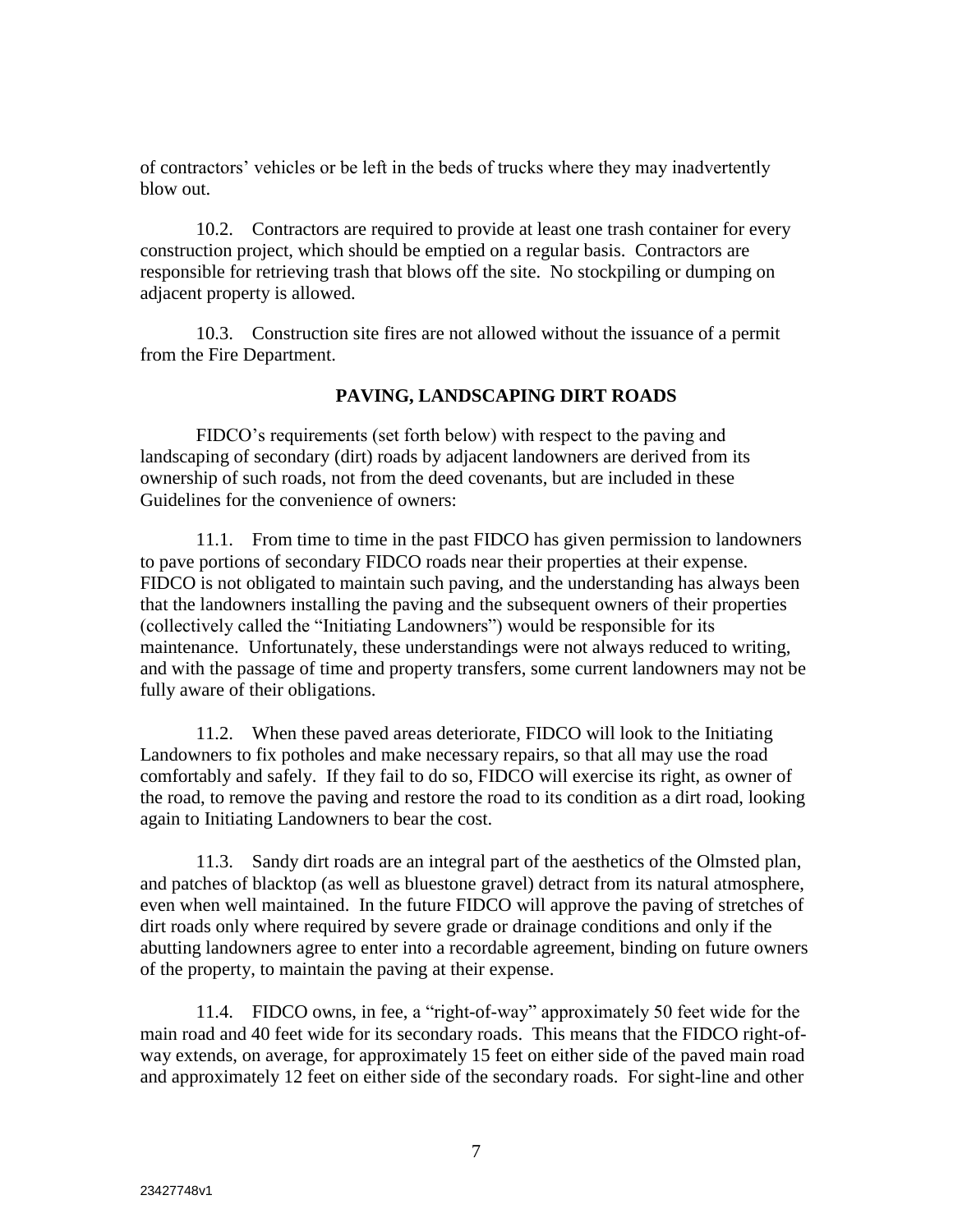of contractors' vehicles or be left in the beds of trucks where they may inadvertently blow out.

10.2. Contractors are required to provide at least one trash container for every construction project, which should be emptied on a regular basis. Contractors are responsible for retrieving trash that blows off the site. No stockpiling or dumping on adjacent property is allowed.

10.3. Construction site fires are not allowed without the issuance of a permit from the Fire Department.

## PAVING, LANDSCAPING DIRT ROADS

FIDCO's requirements (set forth below) with respect to the paving and landscaping of secondary (dirt) roads by adjacent landowners are derived from its ownership of such roads, not from the deed covenants, but are included in these Guidelines for the convenience of owners:

11.1. From time to time in the past FIDCO has given permission to landowners to pave portions of secondary FIDCO roads near their properties at their expense. FIDCO is not obligated to maintain such paving, and the understanding has always been that the landowners installing the paving and the subsequent owners of their properties (collectively called the "Initiating Landowners") would be responsible for its maintenance. Unfortunately, these understandings were not always reduced to writing, and with the passage of time and property transfers, some current landowners may not be fully aware of their obligations.

11.2. When these paved areas deteriorate, FIDCO will look to the Initiating Landowners to fix potholes and make necessary repairs, so that all may use the road comfortably and safely. If they fail to do so, FIDCO will exercise its right, as owner of the road, to remove the paving and restore the road to its condition as a dirt road, looking again to Initiating Landowners to bear the cost.

11.3. Sandy dirt roads are an integral part of the aesthetics of the Olmsted plan, and patches of blacktop (as well as bluestone gravel) detract from its natural atmosphere, even when well maintained. In the future FIDCO will approve the paving of stretches of dirt roads only where required by severe grade or drainage conditions and only if the abutting landowners agree to enter into a recordable agreement, binding on future owners of the property, to maintain the paving at their expense.

11.4. FIDCO owns, in fee, a "right-of-way" approximately 50 feet wide for the main road and 40 feet wide for its secondary roads. This means that the FIDCO right-of-way extends, on average, for approximately 15 feet on either side of the paved main road and approximately 12 feet on either side of the secondary roads. For sight-line and other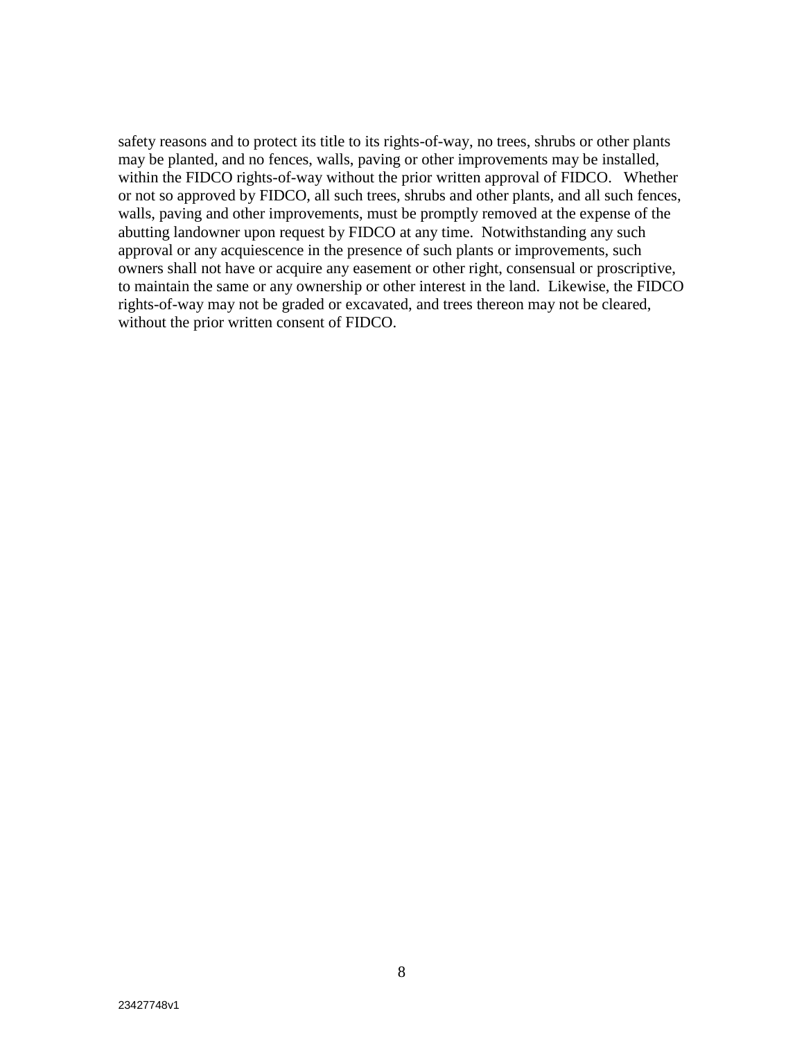safety reasons and to protect its title to its rights-of-way, no trees, shrubs or other plants may be planted, and no fences, walls, paving or other improvements may be installed, within the FIDCO rights-of-way without the prior written approval of FIDCO. Whether or not so approved by FIDCO, all such trees, shrubs and other plants, and all such fences, walls, paving and other improvements, must be promptly removed at the expense of the abutting landowner upon request by FIDCO at any time. Notwithstanding any such approval or any acquiescence in the presence of such plants or improvements, such owners shall not have or acquire any easement or other right, consensual or proscriptive, to maintain the same or any ownership or other interest in the land. Likewise, the FIDCO rights-of-way may not be graded or excavated, and trees thereon may not be cleared, without the prior written consent of FIDCO.